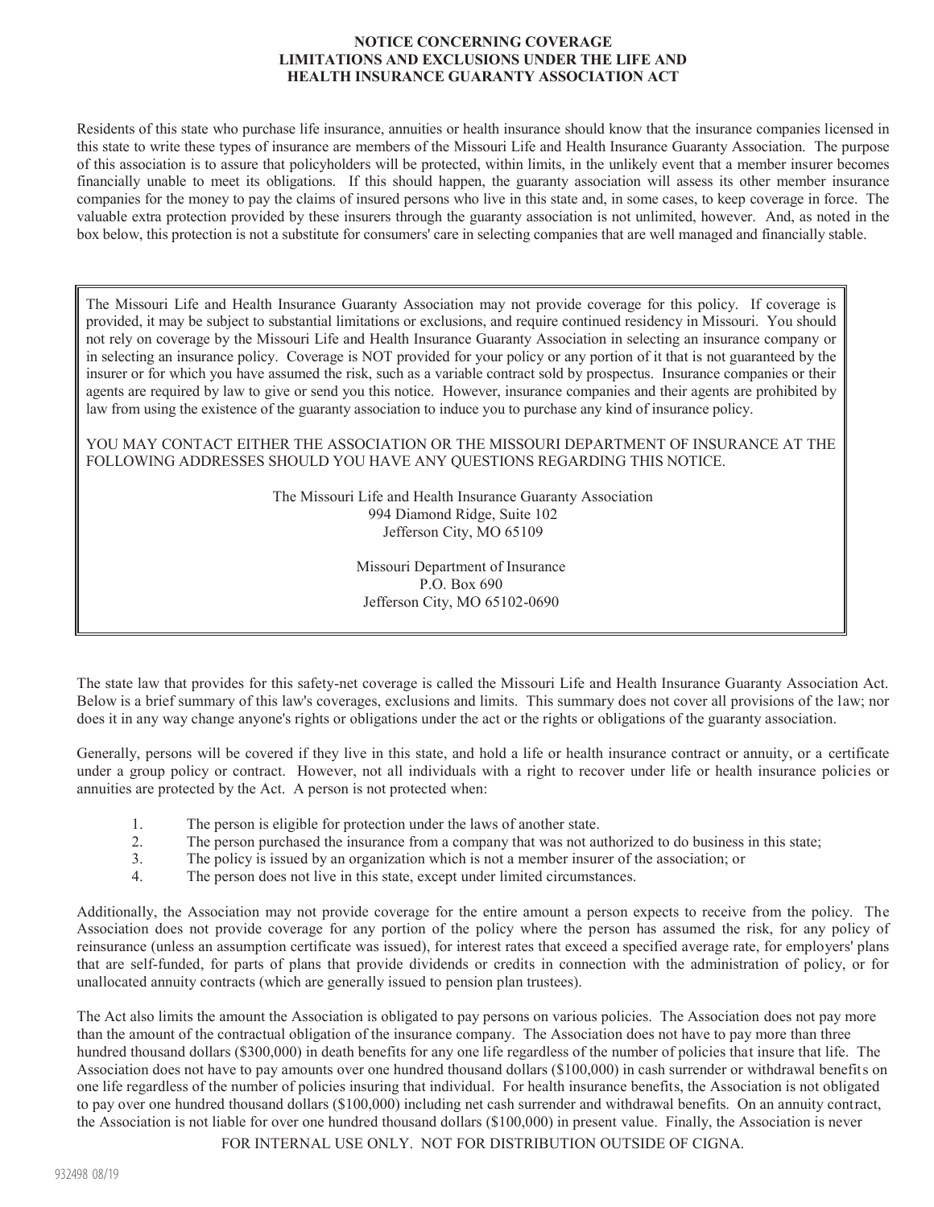# NOTICE CONCERNING COVERAGE LIMITATIONS AND EXCLUSIONS UNDER THE LIFE AND HEALTH INSURANCE GUARANTY ASSOCIATION ACT

Residents of this state who purchase life insurance, annuities or health insurance should know that the insurance companies licensed in this state to write these types of insurance are members of the Missouri Life and Health Insurance Guaranty Association. The purpose of this association is to assure that policyholders will be protected, within limits, in the unlikely event that a member insurer becomes financially unable to meet its obligations. If this should happen, the guaranty association will assess its other member insurance companies for the money to pay the claims of insured persons who live in this state and, in some cases, to keep coverage in force. The valuable extra protection provided by these insurers through the guaranty association is not unlimited, however. And, as noted in the box below, this protection is not a substitute for consumers' care in selecting companies that are well managed and financially stable.

> The Missouri Life and Health Insurance Guaranty Association may not provide coverage for this policy. If coverage is provided, it may be subject to substantial limitations or exclusions, and require continued residency in Missouri. You should not rely on coverage by the Missouri Life and Health Insurance Guaranty Association in selecting an insurance company or in selecting an insurance policy. Coverage is NOT provided for your policy or any portion of it that is not guaranteed by the insurer or for which you have assumed the risk, such as a variable contract sold by prospectus. Insurance companies or their agents are required by law to give or send you this notice. However, insurance companies and their agents are prohibited by law from using the existence of the guaranty association to induce you to purchase any kind of insurance policy.
>
> YOU MAY CONTACT EITHER THE ASSOCIATION OR THE MISSOURI DEPARTMENT OF INSURANCE AT THE FOLLOWING ADDRESSES SHOULD YOU HAVE ANY QUESTIONS REGARDING THIS NOTICE.
>
> The Missouri Life and Health Insurance Guaranty Association
> 994 Diamond Ridge, Suite 102
> Jefferson City, MO 65109
>
> Missouri Department of Insurance
> P.O. Box 690
> Jefferson City, MO 65102-0690

The state law that provides for this safety-net coverage is called the Missouri Life and Health Insurance Guaranty Association Act. Below is a brief summary of this law's coverages, exclusions and limits. This summary does not cover all provisions of the law; nor does it in any way change anyone's rights or obligations under the act or the rights or obligations of the guaranty association.

Generally, persons will be covered if they live in this state, and hold a life or health insurance contract or annuity, or a certificate under a group policy or contract. However, not all individuals with a right to recover under life or health insurance policies or annuities are protected by the Act. A person is not protected when:

1. The person is eligible for protection under the laws of another state.
2. The person purchased the insurance from a company that was not authorized to do business in this state;
3. The policy is issued by an organization which is not a member insurer of the association; or
4. The person does not live in this state, except under limited circumstances.

Additionally, the Association may not provide coverage for the entire amount a person expects to receive from the policy. The Association does not provide coverage for any portion of the policy where the person has assumed the risk, for any policy of reinsurance (unless an assumption certificate was issued), for interest rates that exceed a specified average rate, for employers' plans that are self-funded, for parts of plans that provide dividends or credits in connection with the administration of policy, or for unallocated annuity contracts (which are generally issued to pension plan trustees).

The Act also limits the amount the Association is obligated to pay persons on various policies. The Association does not pay more than the amount of the contractual obligation of the insurance company. The Association does not have to pay more than three hundred thousand dollars ($300,000) in death benefits for any one life regardless of the number of policies that insure that life. The Association does not have to pay amounts over one hundred thousand dollars ($100,000) in cash surrender or withdrawal benefits on one life regardless of the number of policies insuring that individual. For health insurance benefits, the Association is not obligated to pay over one hundred thousand dollars ($100,000) including net cash surrender and withdrawal benefits. On an annuity contract, the Association is not liable for over one hundred thousand dollars ($100,000) in present value. Finally, the Association is never

FOR INTERNAL USE ONLY. NOT FOR DISTRIBUTION OUTSIDE OF CIGNA.

932498 08/19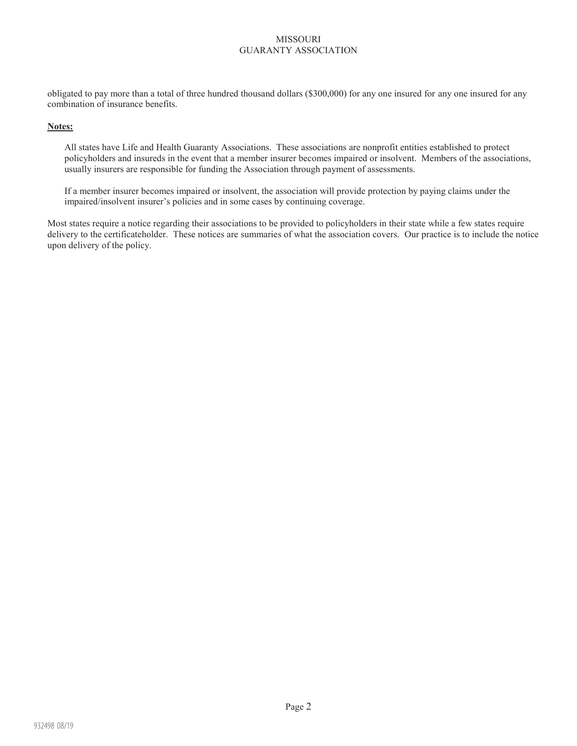obligated to pay more than a total of three hundred thousand dollars ($300,000) for any one insured for any one insured for any combination of insurance benefits.

**Notes:**

All states have Life and Health Guaranty Associations. These associations are nonprofit entities established to protect policyholders and insureds in the event that a member insurer becomes impaired or insolvent. Members of the associations, usually insurers are responsible for funding the Association through payment of assessments.

If a member insurer becomes impaired or insolvent, the association will provide protection by paying claims under the impaired/insolvent insurer's policies and in some cases by continuing coverage.

Most states require a notice regarding their associations to be provided to policyholders in their state while a few states require delivery to the certificateholder. These notices are summaries of what the association covers. Our practice is to include the notice upon delivery of the policy.

932498 08/19